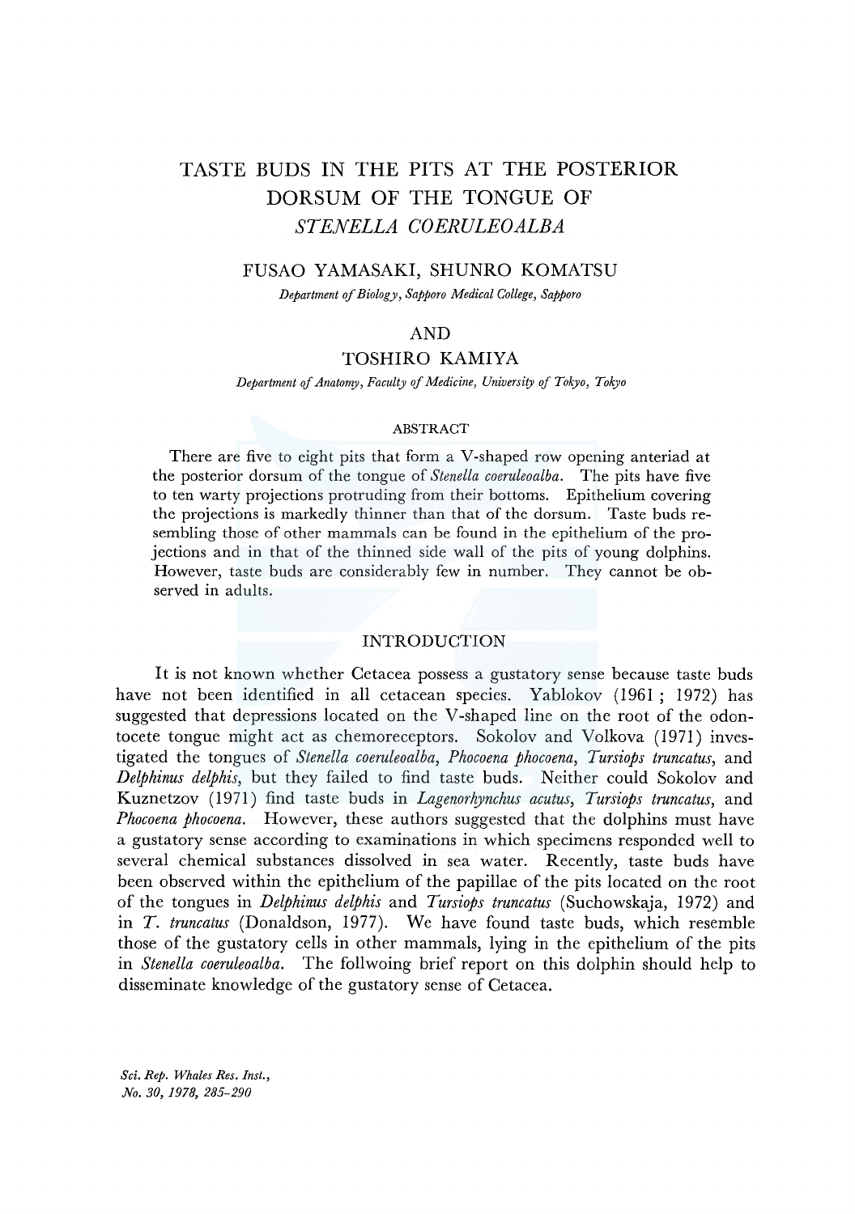# TASTE BUDS IN THE PITS AT THE POSTERIOR DORSUM OF THE TONGUE OF *STENELLA COERULEOALBA*

FUSAO YAMASAKI, SHUNRO KOMATSU

*Department of Biology, Sapporo Medical College, Sapporo*

AND

TOSHIRO KAMIYA

*Department of Anatomy, Faculty of Medicine, University of Tokyo, Tokyo*

## ABSTRACT

There are five to eight pits that form a V-shaped row opening anteriad at the posterior dorsum of the tongue of *Stenella coeruleoalba*. The pits have five to ten warty projections protruding from their bottoms. Epithelium covering the projections is markedly thinner than that of the dorsum. Taste buds resembling those of other mammals can be found in the epithelium of the projections and in that of the thinned side wall of the pits of young dolphins. However, taste buds are considerably few in number. They cannot be observed in adults.

## INTRODUCTION

It is not known whether Cetacea possess a gustatory sense because taste buds have not been identified in all cetacean species. Yablokov (1961; 1972) has suggested that depressions located on the V-shaped line on the root of the odontocete tongue might act as chemoreceptors. Sokolov and Volkova (1971) investigated the tongues of *Stenella coeruleoalba*, *Phocoena phocoena*, *Tursiops truncatus*, and *Delphinus delphis*, but they failed to find taste buds. Neither could Sokolov and Kuznetzov (1971) find taste buds in *Lagenorhynchus acutus*, *Tursiops truncatus*, and *Phocoena phocoena*. However, these authors suggested that the dolphins must have a gustatory sense according to examinations in which specimens responded well to several chemical substances dissolved in sea water. Recently, taste buds have been observed within the epithelium of the papillae of the pits located on the root of the tongues in *Delphinus delphis* and *Tursiops truncatus* (Suchowskaja, 1972) and in *T. truncatus* (Donaldson, 1977). We have found taste buds, which resemble those of the gustatory cells in other mammals, lying in the epithelium of the pits in *Stenella coeruleoalba*. The follwoing brief report on this dolphin should help to disseminate knowledge of the gustatory sense of Cetacea.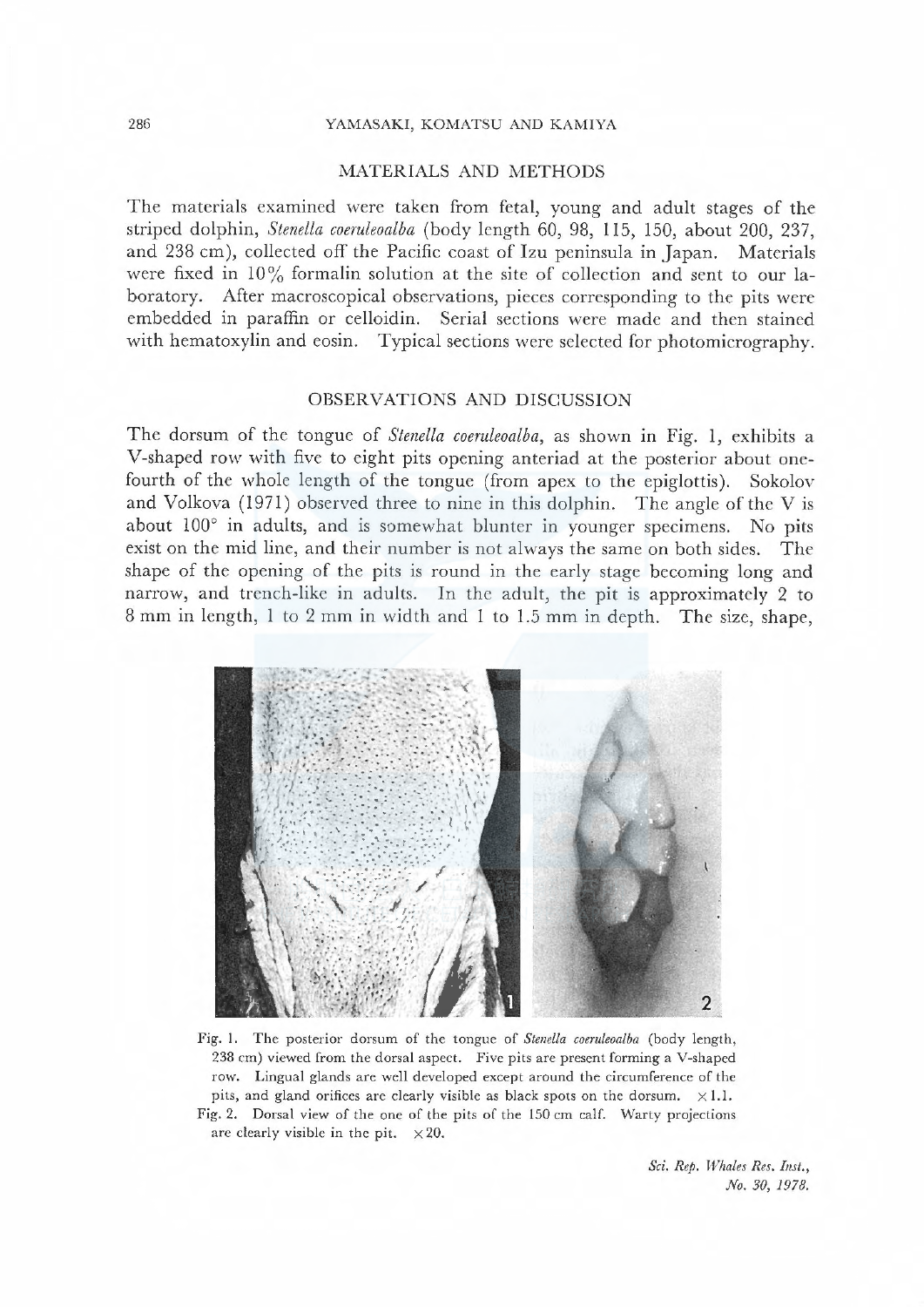## MATERIALS AND METHODS

The materials examined were taken from fetal, young and adult stages of the striped dolphin, *Stenella coeruleoalba* (body length 60, 98, 115, 150, about 200, 237, and 238 cm), collected off the Pacific coast of Izu peninsula in Japan. Materials were fixed in 10% formalin solution at the site of collection and sent to our laboratory. After macroscopical observations, pieces corresponding to the pits were embedded in paraffin or celloidin. Serial sections were made and then stained with hematoxylin and eosin. Typical sections were selected for photomicrography.

## OBSERVATIONS AND DISCUSSION

The dorsum of the tongue of *Stenella coeruleoalba*, as shown in Fig. 1, exhibits a V-shaped row with five to eight pits opening anteriad at the posterior about one-fourth of the whole length of the tongue (from apex to the epiglottis). Sokolov and Volkova (1971) observed three to nine in this dolphin. The angle of the V is about 100° in adults, and is somewhat blunter in younger specimens. No pits exist on the mid line, and their number is not always the same on both sides. The shape of the opening of the pits is round in the early stage becoming long and narrow, and trench-like in adults. In the adult, the pit is approximately 2 to 8 mm in length, 1 to 2 mm in width and 1 to 1.5 mm in depth. The size, shape,

Fig. 1. The posterior dorsum of the tongue of *Stenella coeruleoalba* (body length, 238 cm) viewed from the dorsal aspect. Five pits are present forming a V-shaped row. Lingual glands are well developed except around the circumference of the pits, and gland orifices are clearly visible as black spots on the dorsum. ×1.1.

Fig. 2. Dorsal view of the one of the pits of the 150 cm calf. Warty projections are clearly visible in the pit. ×20.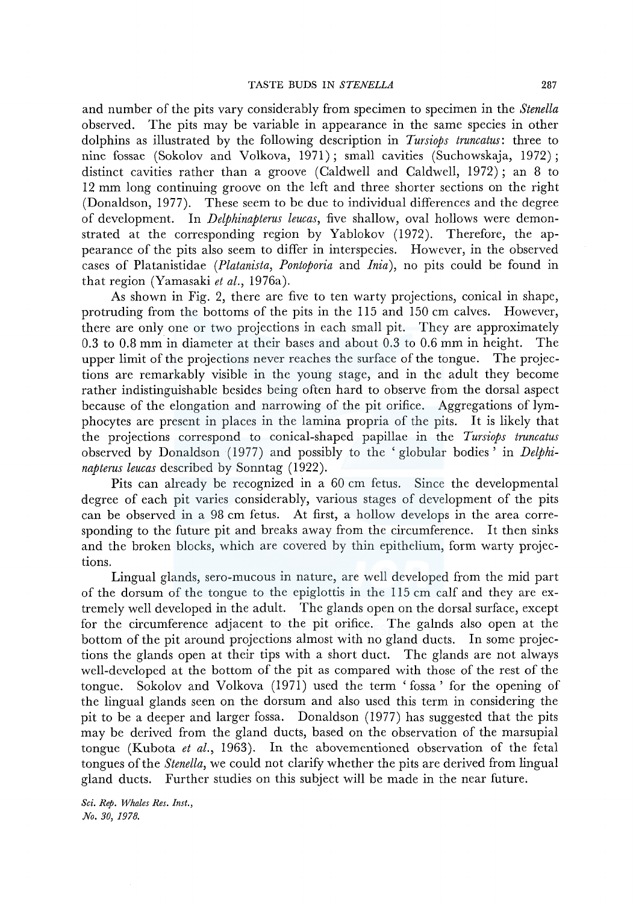and number of the pits vary considerably from specimen to specimen in the *Stenella* observed. The pits may be variable in appearance in the same species in other dolphins as illustrated by the following description in *Tursiops truncatus*: three to nine fossae (Sokolov and Volkova, 1971); small cavities (Suchowskaja, 1972); distinct cavities rather than a groove (Caldwell and Caldwell, 1972); an 8 to 12 mm long continuing groove on the left and three shorter sections on the right (Donaldson, 1977). These seem to be due to individual differences and the degree of development. In *Delphinapterus leucas*, five shallow, oval hollows were demonstrated at the corresponding region by Yablokov (1972). Therefore, the appearance of the pits also seem to differ in interspecies. However, in the observed cases of Platanistidae (*Platanista*, *Pontoporia* and *Inia*), no pits could be found in that region (Yamasaki *et al.*, 1976a).

As shown in Fig. 2, there are five to ten warty projections, conical in shape, protruding from the bottoms of the pits in the 115 and 150 cm calves. However, there are only one or two projections in each small pit. They are approximately 0.3 to 0.8 mm in diameter at their bases and about 0.3 to 0.6 mm in height. The upper limit of the projections never reaches the surface of the tongue. The projections are remarkably visible in the young stage, and in the adult they become rather indistinguishable besides being often hard to observe from the dorsal aspect because of the elongation and narrowing of the pit orifice. Aggregations of lymphocytes are present in places in the lamina propria of the pits. It is likely that the projections correspond to conical-shaped papillae in the *Tursiops truncatus* observed by Donaldson (1977) and possibly to the 'globular bodies' in *Delphinapterus leucas* described by Sonntag (1922).

Pits can already be recognized in a 60 cm fetus. Since the developmental degree of each pit varies considerably, various stages of development of the pits can be observed in a 98 cm fetus. At first, a hollow develops in the area corresponding to the future pit and breaks away from the circumference. It then sinks and the broken blocks, which are covered by thin epithelium, form warty projections.

Lingual glands, sero-mucous in nature, are well developed from the mid part of the dorsum of the tongue to the epiglottis in the 115 cm calf and they are extremely well developed in the adult. The glands open on the dorsal surface, except for the circumference adjacent to the pit orifice. The galnds also open at the bottom of the pit around projections almost with no gland ducts. In some projections the glands open at their tips with a short duct. The glands are not always well-developed at the bottom of the pit as compared with those of the rest of the tongue. Sokolov and Volkova (1971) used the term 'fossa' for the opening of the lingual glands seen on the dorsum and also used this term in considering the pit to be a deeper and larger fossa. Donaldson (1977) has suggested that the pits may be derived from the gland ducts, based on the observation of the marsupial tongue (Kubota *et al.*, 1963). In the abovementioned observation of the fetal tongues of the *Stenella*, we could not clarify whether the pits are derived from lingual gland ducts. Further studies on this subject will be made in the near future.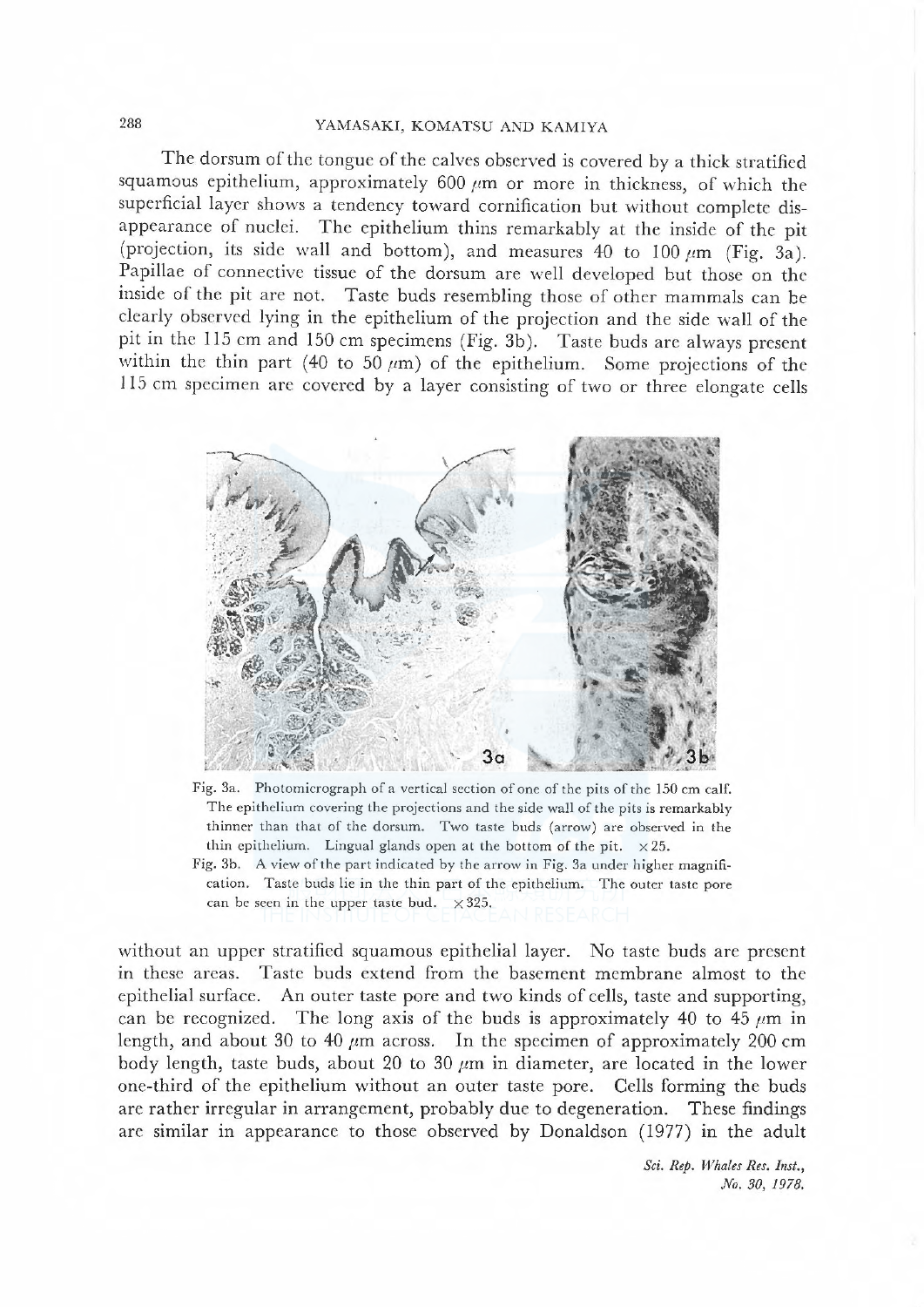The dorsum of the tongue of the calves observed is covered by a thick stratified squamous epithelium, approximately 600 μm or more in thickness, of which the superficial layer shows a tendency toward cornification but without complete disappearance of nuclei. The epithelium thins remarkably at the inside of the pit (projection, its side wall and bottom), and measures 40 to 100 μm (Fig. 3a). Papillae of connective tissue of the dorsum are well developed but those on the inside of the pit are not. Taste buds resembling those of other mammals can be clearly observed lying in the epithelium of the projection and the side wall of the pit in the 115 cm and 150 cm specimens (Fig. 3b). Taste buds are always present within the thin part (40 to 50 μm) of the epithelium. Some projections of the 115 cm specimen are covered by a layer consisting of two or three elongate cells without an upper stratified squamous epithelial layer. No taste buds are present in these areas. Taste buds extend from the basement membrane almost to the epithelial surface. An outer taste pore and two kinds of cells, taste and supporting, can be recognized. The long axis of the buds is approximately 40 to 45 μm in length, and about 30 to 40 μm across. In the specimen of approximately 200 cm body length, taste buds, about 20 to 30 μm in diameter, are located in the lower one-third of the epithelium without an outer taste pore. Cells forming the buds are rather irregular in arrangement, probably due to degeneration. These findings are similar in appearance to those observed by Donaldson (1977) in the adult

Fig. 3a. Photomicrograph of a vertical section of one of the pits of the 150 cm calf. The epithelium covering the projections and the side wall of the pits is remarkably thinner than that of the dorsum. Two taste buds (arrow) are observed in the thin epithelium. Lingual glands open at the bottom of the pit. ×25.

Fig. 3b. A view of the part indicated by the arrow in Fig. 3a under higher magnification. Taste buds lie in the thin part of the epithelium. The outer taste pore can be seen in the upper taste bud. ×325.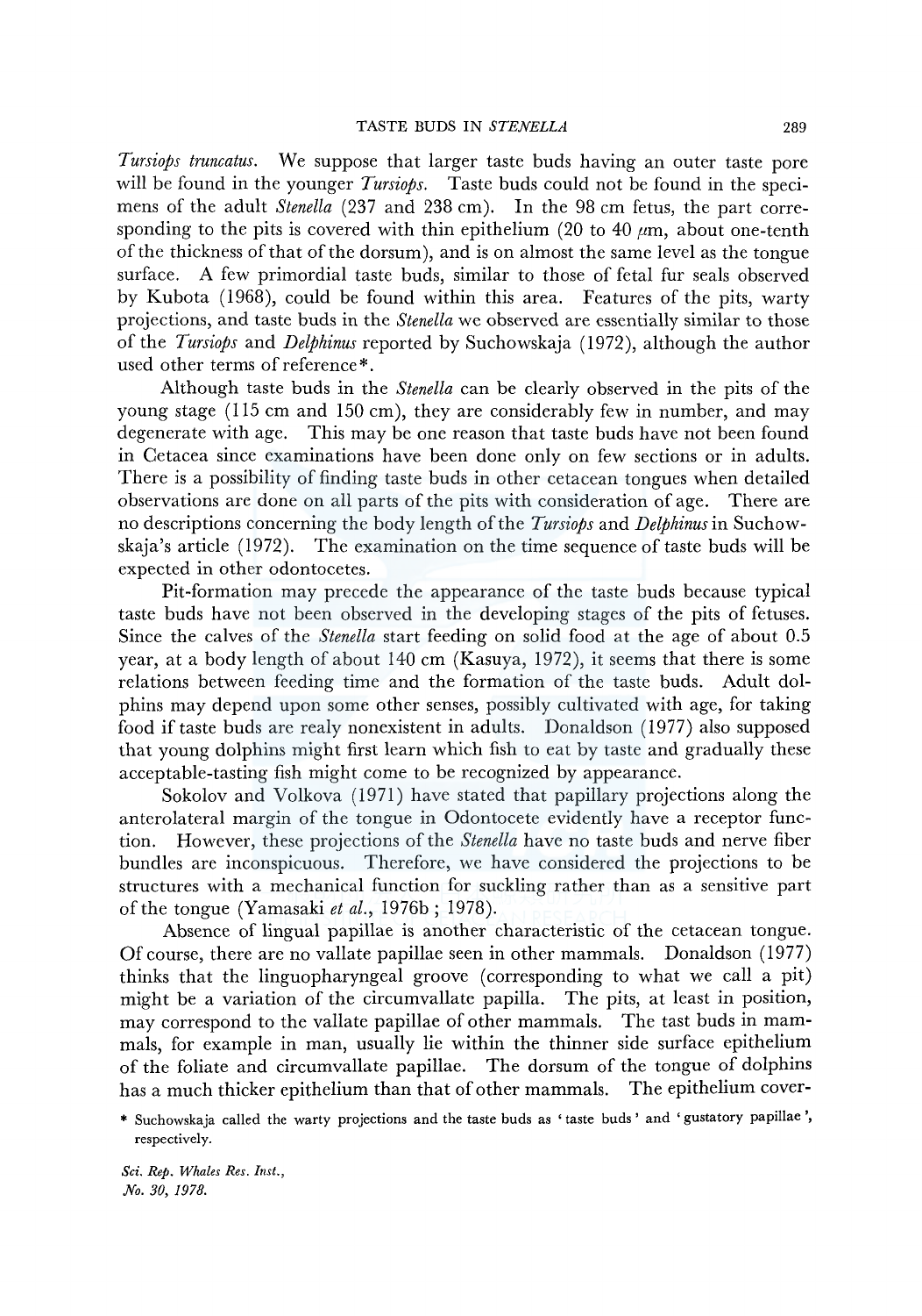*Tursiops truncatus*. We suppose that larger taste buds having an outer taste pore will be found in the younger *Tursiops*. Taste buds could not be found in the specimens of the adult *Stenella* (237 and 238 cm). In the 98 cm fetus, the part corresponding to the pits is covered with thin epithelium (20 to 40 μm, about one-tenth of the thickness of that of the dorsum), and is on almost the same level as the tongue surface. A few primordial taste buds, similar to those of fetal fur seals observed by Kubota (1968), could be found within this area. Features of the pits, warty projections, and taste buds in the *Stenella* we observed are essentially similar to those of the *Tursiops* and *Delphinus* reported by Suchowskaja (1972), although the author used other terms of reference*.

Although taste buds in the *Stenella* can be clearly observed in the pits of the young stage (115 cm and 150 cm), they are considerably few in number, and may degenerate with age. This may be one reason that taste buds have not been found in Cetacea since examinations have been done only on few sections or in adults. There is a possibility of finding taste buds in other cetacean tongues when detailed observations are done on all parts of the pits with consideration of age. There are no descriptions concerning the body length of the *Tursiops* and *Delphinus* in Suchowskaja's article (1972). The examination on the time sequence of taste buds will be expected in other odontocetes.

Pit-formation may precede the appearance of the taste buds because typical taste buds have not been observed in the developing stages of the pits of fetuses. Since the calves of the *Stenella* start feeding on solid food at the age of about 0.5 year, at a body length of about 140 cm (Kasuya, 1972), it seems that there is some relations between feeding time and the formation of the taste buds. Adult dolphins may depend upon some other senses, possibly cultivated with age, for taking food if taste buds are realy nonexistent in adults. Donaldson (1977) also supposed that young dolphins might first learn which fish to eat by taste and gradually these acceptable-tasting fish might come to be recognized by appearance.

Sokolov and Volkova (1971) have stated that papillary projections along the anterolateral margin of the tongue in Odontocete evidently have a receptor function. However, these projections of the *Stenella* have no taste buds and nerve fiber bundles are inconspicuous. Therefore, we have considered the projections to be structures with a mechanical function for suckling rather than as a sensitive part of the tongue (Yamasaki *et al.*, 1976b ; 1978).

Absence of lingual papillae is another characteristic of the cetacean tongue. Of course, there are no vallate papillae seen in other mammals. Donaldson (1977) thinks that the linguopharyngeal groove (corresponding to what we call a pit) might be a variation of the circumvallate papilla. The pits, at least in position, may correspond to the vallate papillae of other mammals. The tast buds in mammals, for example in man, usually lie within the thinner side surface epithelium of the foliate and circumvallate papillae. The dorsum of the tongue of dolphins has a much thicker epithelium than that of other mammals. The epithelium cover-

* Suchowskaja called the warty projections and the taste buds as 'taste buds' and 'gustatory papillae', respectively.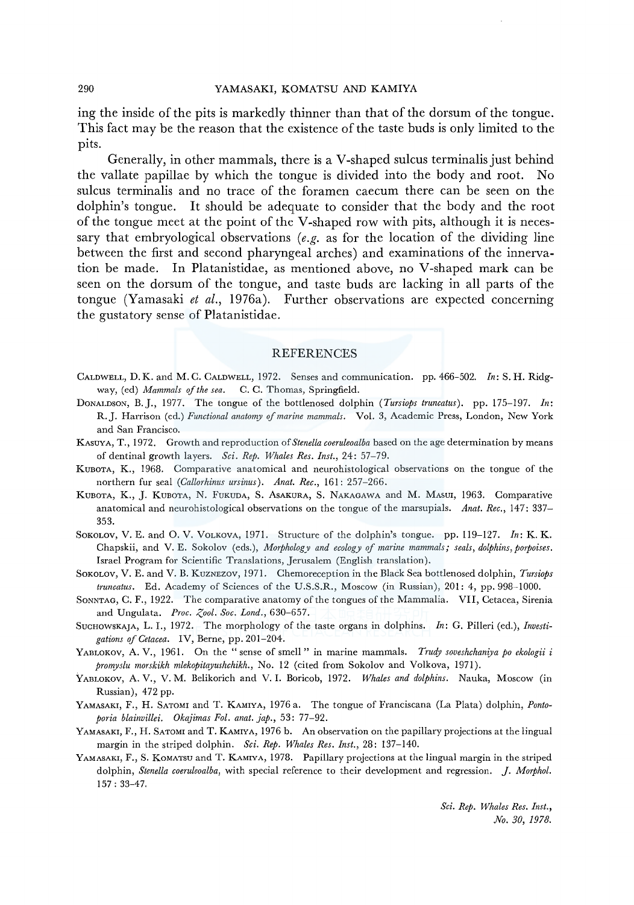ing the inside of the pits is markedly thinner than that of the dorsum of the tongue. This fact may be the reason that the existence of the taste buds is only limited to the pits.

Generally, in other mammals, there is a V-shaped sulcus terminalis just behind the vallate papillae by which the tongue is divided into the body and root. No sulcus terminalis and no trace of the foramen caecum there can be seen on the dolphin's tongue. It should be adequate to consider that the body and the root of the tongue meet at the point of the V-shaped row with pits, although it is necessary that embryological observations (*e.g.* as for the location of the dividing line between the first and second pharyngeal arches) and examinations of the innervation be made. In Platanistidae, as mentioned above, no V-shaped mark can be seen on the dorsum of the tongue, and taste buds are lacking in all parts of the tongue (Yamasaki *et al.*, 1976a). Further observations are expected concerning the gustatory sense of Platanistidae.

## REFERENCES

CALDWELL, D. K. and M. C. CALDWELL, 1972. Senses and communication. pp. 466–502. *In*: S. H. Ridgway, (ed) *Mammals of the sea*. C. C. Thomas, Springfield.

DONALDSON, B. J., 1977. The tongue of the bottlenosed dolphin (*Tursiops truncatus*). pp. 175–197. *In*: R. J. Harrison (ed.) *Functional anatomy of marine mammals*. Vol. 3, Academic Press, London, New York and San Francisco.

KASUYA, T., 1972. Growth and reproduction of *Stenella coeruleoalba* based on the age determination by means of dentinal growth layers. *Sci. Rep. Whales Res. Inst.*, 24: 57–79.

KUBOTA, K., 1968. Comparative anatomical and neurohistological observations on the tongue of the northern fur seal (*Callorhinus ursinus*). *Anat. Rec.*, 161: 257–266.

KUBOTA, K., J. KUBOTA, N. FUKUDA, S. ASAKURA, S. NAKAGAWA and M. MASUI, 1963. Comparative anatomical and neurohistological observations on the tongue of the marsupials. *Anat. Rec.*, 147: 337–353.

SOKOLOV, V. E. and O. V. VOLKOVA, 1971. Structure of the dolphin's tongue. pp. 119–127. *In*: K. K. Chapskii, and V. E. Sokolov (eds.), *Morphology and ecology of marine mammals; seals, dolphins, porpoises*. Israel Program for Scientific Translations, Jerusalem (English translation).

SOKOLOV, V. E. and V. B. KUZNEZOV, 1971. Chemoreception in the Black Sea bottlenosed dolphin, *Tursiops truncatus*. Ed. Academy of Sciences of the U.S.S.R., Moscow (in Russian), 201: 4, pp. 998–1000.

SONNTAG, C. F., 1922. The comparative anatomy of the tongues of the Mammalia. VII, Cetacea, Sirenia and Ungulata. *Proc. Zool. Soc. Lond.*, 630–657.

SUCHOWSKAJA, L. I., 1972. The morphology of the taste organs in dolphins. *In*: G. Pilleri (ed.), *Investigations of Cetacea*. IV, Berne, pp. 201–204.

YABLOKOV, A. V., 1961. On the "sense of smell" in marine mammals. *Trudy soveshchaniya po ekologii i promyslu morskikh mlekopitayushchikh.*, No. 12 (cited from Sokolov and Volkova, 1971).

YABLOKOV, A. V., V. M. Belikorich and V. I. Boricob, 1972. *Whales and dolphins*. Nauka, Moscow (in Russian), 472 pp.

YAMASAKI, F., H. SATOMI and T. KAMIYA, 1976 a. The tongue of Franciscana (La Plata) dolphin, *Pontoporia blainvillei*. *Okajimas Fol. anat. jap.*, 53: 77–92.

YAMASAKI, F., H. SATOMI and T. KAMIYA, 1976 b. An observation on the papillary projections at the lingual margin in the striped dolphin. *Sci. Rep. Whales Res. Inst.*, 28: 137–140.

YAMASAKI, F., S. KOMATSU and T. KAMIYA, 1978. Papillary projections at the lingual margin in the striped dolphin, *Stenella coeruleoalba*, with special reference to their development and regression. *J. Morphol.* 157: 33–47.